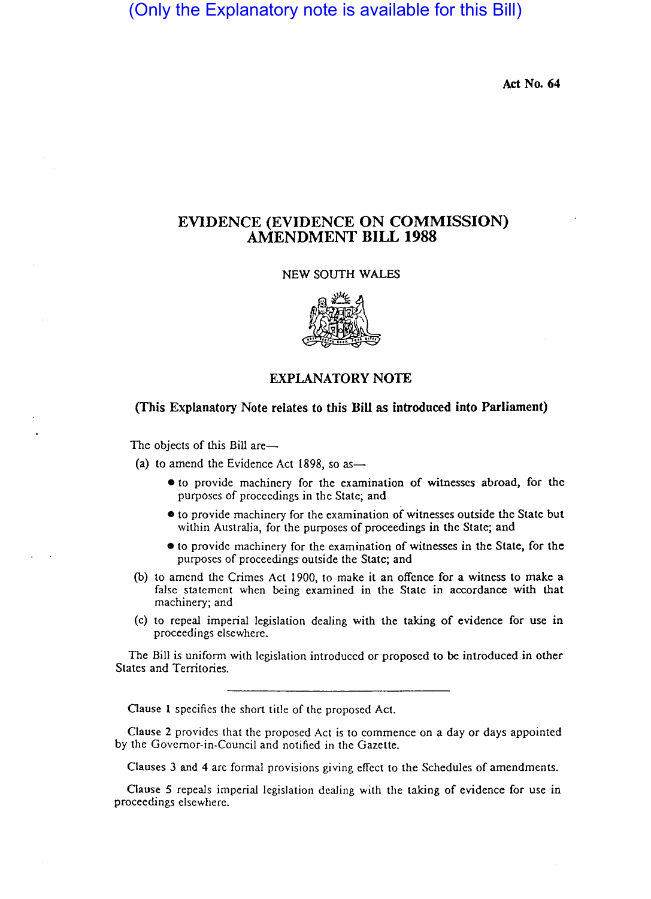(Only the Explanatory note is available for this Bill)

**Act No. 64**

# EVIDENCE (EVIDENCE ON COMMISSION) AMENDMENT BILL 1988

NEW SOUTH WALES

## EXPLANATORY NOTE

**(This Explanatory Note relates to this Bill as introduced into Parliament)**

The objects of this Bill are—

(a) to amend the Evidence Act 1898, so as—

- to provide machinery for the examination of witnesses abroad, for the purposes of proceedings in the State; and
- to provide machinery for the examination of witnesses outside the State but within Australia, for the purposes of proceedings in the State; and
- to provide machinery for the examination of witnesses in the State, for the purposes of proceedings outside the State; and

(b) to amend the Crimes Act 1900, to make it an offence for a witness to make a false statement when being examined in the State in accordance with that machinery; and

(c) to repeal imperial legislation dealing with the taking of evidence for use in proceedings elsewhere.

The Bill is uniform with legislation introduced or proposed to be introduced in other States and Territories.

---

Clause 1 specifies the short title of the proposed Act.

Clause 2 provides that the proposed Act is to commence on a day or days appointed by the Governor-in-Council and notified in the Gazette.

Clauses 3 and 4 are formal provisions giving effect to the Schedules of amendments.

Clause 5 repeals imperial legislation dealing with the taking of evidence for use in proceedings elsewhere.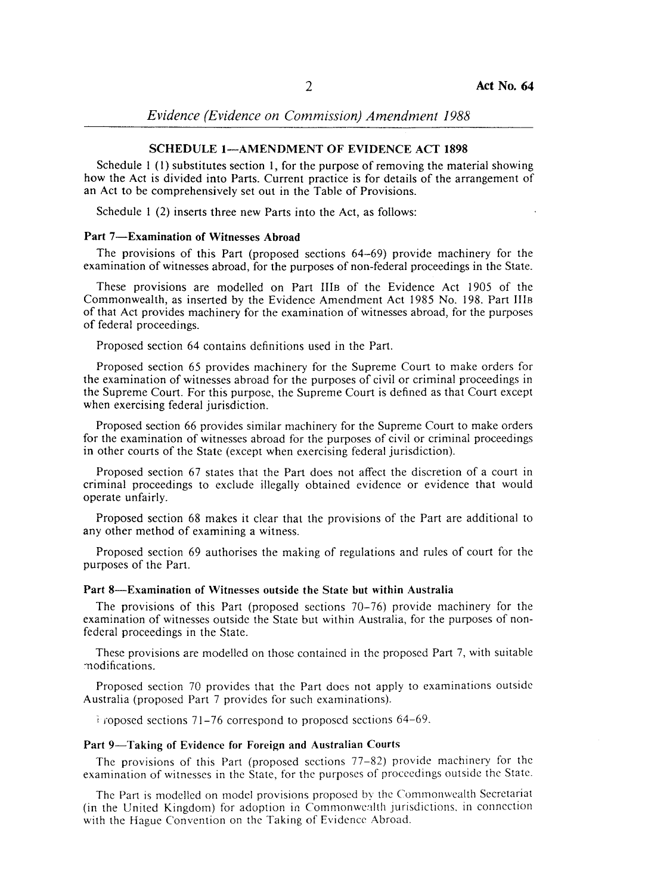## SCHEDULE 1—AMENDMENT OF EVIDENCE ACT 1898

Schedule 1 (1) substitutes section 1, for the purpose of removing the material showing how the Act is divided into Parts. Current practice is for details of the arrangement of an Act to be comprehensively set out in the Table of Provisions.

Schedule 1 (2) inserts three new Parts into the Act, as follows:

### Part 7—Examination of Witnesses Abroad

The provisions of this Part (proposed sections 64–69) provide machinery for the examination of witnesses abroad, for the purposes of non-federal proceedings in the State.

These provisions are modelled on Part IIIB of the Evidence Act 1905 of the Commonwealth, as inserted by the Evidence Amendment Act 1985 No. 198. Part IIIB of that Act provides machinery for the examination of witnesses abroad, for the purposes of federal proceedings.

Proposed section 64 contains definitions used in the Part.

Proposed section 65 provides machinery for the Supreme Court to make orders for the examination of witnesses abroad for the purposes of civil or criminal proceedings in the Supreme Court. For this purpose, the Supreme Court is defined as that Court except when exercising federal jurisdiction.

Proposed section 66 provides similar machinery for the Supreme Court to make orders for the examination of witnesses abroad for the purposes of civil or criminal proceedings in other courts of the State (except when exercising federal jurisdiction).

Proposed section 67 states that the Part does not affect the discretion of a court in criminal proceedings to exclude illegally obtained evidence or evidence that would operate unfairly.

Proposed section 68 makes it clear that the provisions of the Part are additional to any other method of examining a witness.

Proposed section 69 authorises the making of regulations and rules of court for the purposes of the Part.

### Part 8—Examination of Witnesses outside the State but within Australia

The provisions of this Part (proposed sections 70–76) provide machinery for the examination of witnesses outside the State but within Australia, for the purposes of non-federal proceedings in the State.

These provisions are modelled on those contained in the proposed Part 7, with suitable modifications.

Proposed section 70 provides that the Part does not apply to examinations outside Australia (proposed Part 7 provides for such examinations).

Proposed sections 71–76 correspond to proposed sections 64–69.

### Part 9—Taking of Evidence for Foreign and Australian Courts

The provisions of this Part (proposed sections 77–82) provide machinery for the examination of witnesses in the State, for the purposes of proceedings outside the State.

The Part is modelled on model provisions proposed by the Commonwealth Secretariat (in the United Kingdom) for adoption in Commonwealth jurisdictions, in connection with the Hague Convention on the Taking of Evidence Abroad.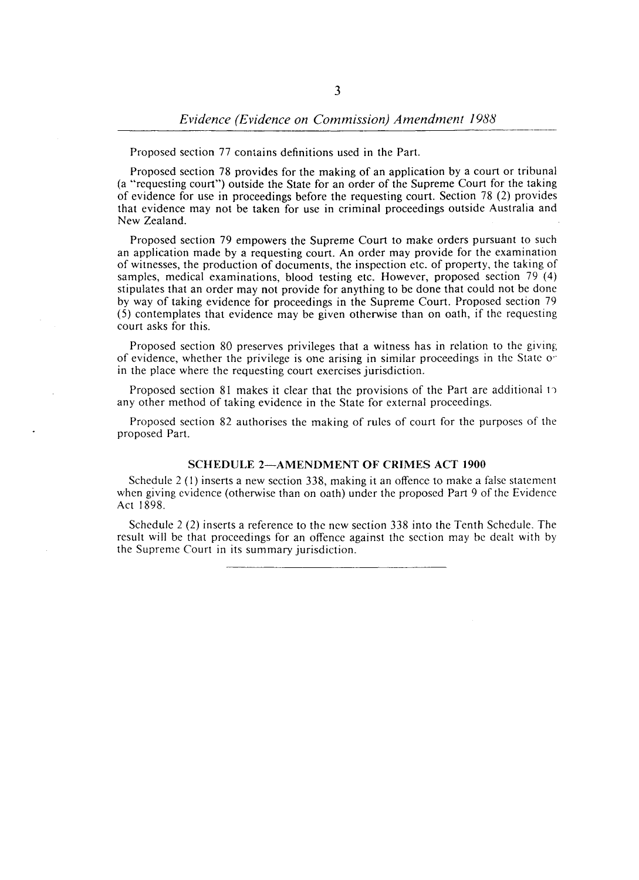Proposed section 77 contains definitions used in the Part.

Proposed section 78 provides for the making of an application by a court or tribunal (a "requesting court") outside the State for an order of the Supreme Court for the taking of evidence for use in proceedings before the requesting court. Section 78 (2) provides that evidence may not be taken for use in criminal proceedings outside Australia and New Zealand.

Proposed section 79 empowers the Supreme Court to make orders pursuant to such an application made by a requesting court. An order may provide for the examination of witnesses, the production of documents, the inspection etc. of property, the taking of samples, medical examinations, blood testing etc. However, proposed section 79 (4) stipulates that an order may not provide for anything to be done that could not be done by way of taking evidence for proceedings in the Supreme Court. Proposed section 79 (5) contemplates that evidence may be given otherwise than on oath, if the requesting court asks for this.

Proposed section 80 preserves privileges that a witness has in relation to the giving of evidence, whether the privilege is one arising in similar proceedings in the State or in the place where the requesting court exercises jurisdiction.

Proposed section 81 makes it clear that the provisions of the Part are additional to any other method of taking evidence in the State for external proceedings.

Proposed section 82 authorises the making of rules of court for the purposes of the proposed Part.

## SCHEDULE 2—AMENDMENT OF CRIMES ACT 1900

Schedule 2 (1) inserts a new section 338, making it an offence to make a false statement when giving evidence (otherwise than on oath) under the proposed Part 9 of the Evidence Act 1898.

Schedule 2 (2) inserts a reference to the new section 338 into the Tenth Schedule. The result will be that proceedings for an offence against the section may be dealt with by the Supreme Court in its summary jurisdiction.